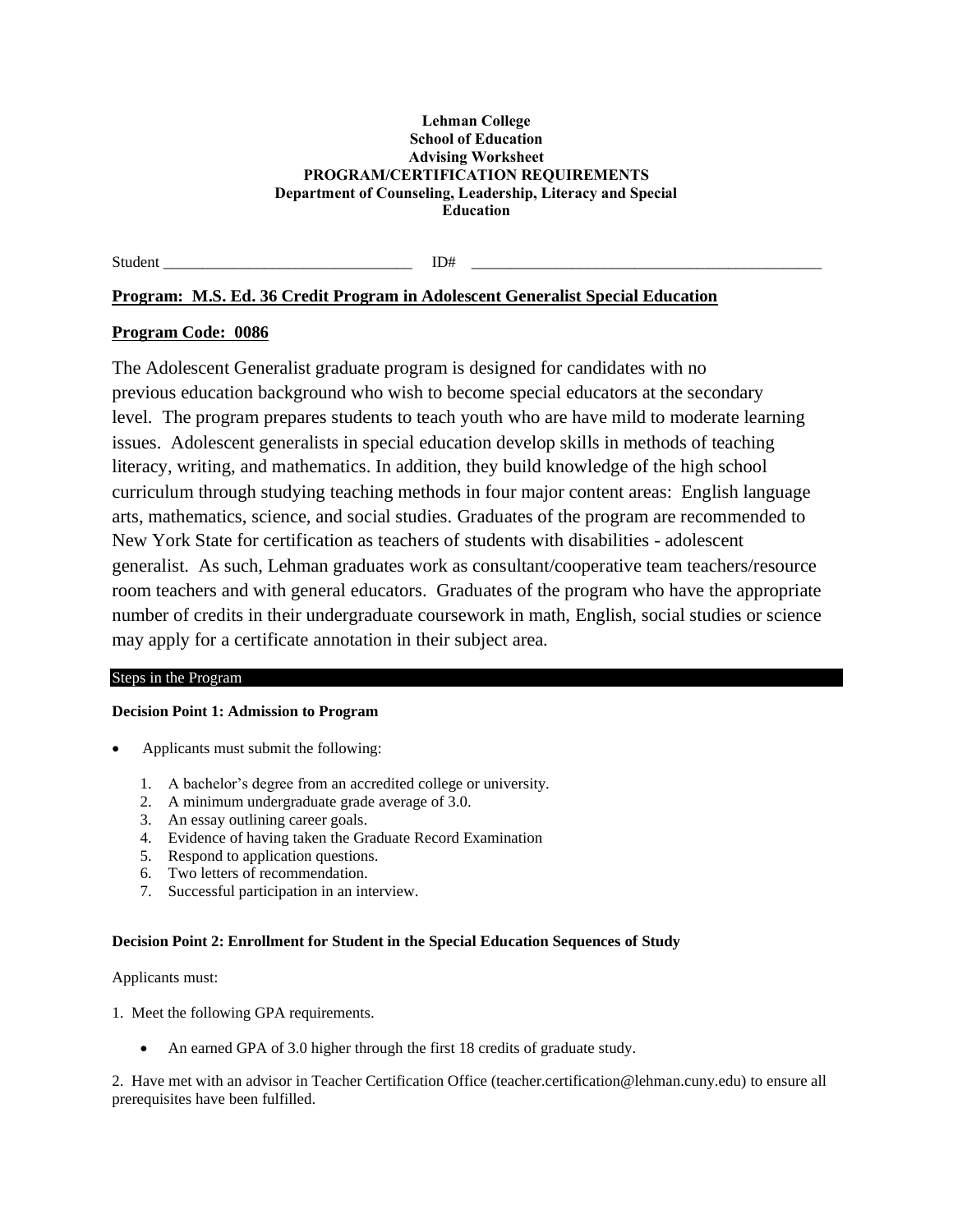**Lehman College**
**School of Education**
**Advising Worksheet**
**PROGRAM/CERTIFICATION REQUIREMENTS**
**Department of Counseling, Leadership, Literacy and Special Education**

Student ________________________________ ID# ______________________________________________

## Program: M.S. Ed. 36 Credit Program in Adolescent Generalist Special Education

## Program Code: 0086

The Adolescent Generalist graduate program is designed for candidates with no previous education background who wish to become special educators at the secondary level. The program prepares students to teach youth who are have mild to moderate learning issues. Adolescent generalists in special education develop skills in methods of teaching literacy, writing, and mathematics. In addition, they build knowledge of the high school curriculum through studying teaching methods in four major content areas: English language arts, mathematics, science, and social studies. Graduates of the program are recommended to New York State for certification as teachers of students with disabilities - adolescent generalist. As such, Lehman graduates work as consultant/cooperative team teachers/resource room teachers and with general educators. Graduates of the program who have the appropriate number of credits in their undergraduate coursework in math, English, social studies or science may apply for a certificate annotation in their subject area.

### Steps in the Program

**Decision Point 1: Admission to Program**

- Applicants must submit the following:

1. A bachelor's degree from an accredited college or university.
2. A minimum undergraduate grade average of 3.0.
3. An essay outlining career goals.
4. Evidence of having taken the Graduate Record Examination
5. Respond to application questions.
6. Two letters of recommendation.
7. Successful participation in an interview.

**Decision Point 2: Enrollment for Student in the Special Education Sequences of Study**

Applicants must:

1. Meet the following GPA requirements.

   - An earned GPA of 3.0 higher through the first 18 credits of graduate study.

2. Have met with an advisor in Teacher Certification Office (teacher.certification@lehman.cuny.edu) to ensure all prerequisites have been fulfilled.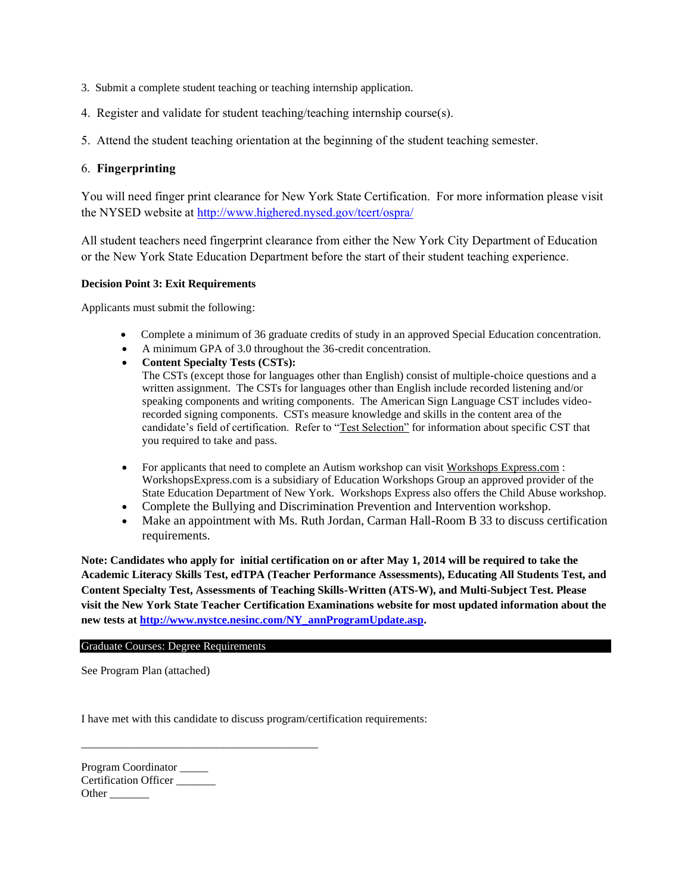3. Submit a complete student teaching or teaching internship application.

4. Register and validate for student teaching/teaching internship course(s).

5. Attend the student teaching orientation at the beginning of the student teaching semester.

6. **Fingerprinting**

You will need finger print clearance for New York State Certification. For more information please visit the NYSED website at http://www.highered.nysed.gov/tcert/ospra/

All student teachers need fingerprint clearance from either the New York City Department of Education or the New York State Education Department before the start of their student teaching experience.

**Decision Point 3: Exit Requirements**

Applicants must submit the following:

- Complete a minimum of 36 graduate credits of study in an approved Special Education concentration.
- A minimum GPA of 3.0 throughout the 36-credit concentration.
- **Content Specialty Tests (CSTs):**
  The CSTs (except those for languages other than English) consist of multiple-choice questions and a written assignment. The CSTs for languages other than English include recorded listening and/or speaking components and writing components. The American Sign Language CST includes video-recorded signing components. CSTs measure knowledge and skills in the content area of the candidate's field of certification. Refer to "Test Selection" for information about specific CST that you required to take and pass.

- For applicants that need to complete an Autism workshop can visit Workshops Express.com : WorkshopsExpress.com is a subsidiary of Education Workshops Group an approved provider of the State Education Department of New York. Workshops Express also offers the Child Abuse workshop.
- Complete the Bullying and Discrimination Prevention and Intervention workshop.
- Make an appointment with Ms. Ruth Jordan, Carman Hall-Room B 33 to discuss certification requirements.

**Note: Candidates who apply for initial certification on or after May 1, 2014 will be required to take the Academic Literacy Skills Test, edTPA (Teacher Performance Assessments), Educating All Students Test, and Content Specialty Test, Assessments of Teaching Skills-Written (ATS-W), and Multi-Subject Test. Please visit the New York State Teacher Certification Examinations website for most updated information about the new tests at http://www.nystce.nesinc.com/NY_annProgramUpdate.asp.**

## Graduate Courses: Degree Requirements

See Program Plan (attached)

I have met with this candidate to discuss program/certification requirements:

\_\_\_\_\_\_\_\_\_\_\_\_\_\_\_\_\_\_\_\_\_\_\_\_\_\_\_\_\_\_\_\_\_\_\_\_\_\_\_\_\_\_

Program Coordinator \_\_\_\_\_
Certification Officer \_\_\_\_\_\_\_
Other \_\_\_\_\_\_\_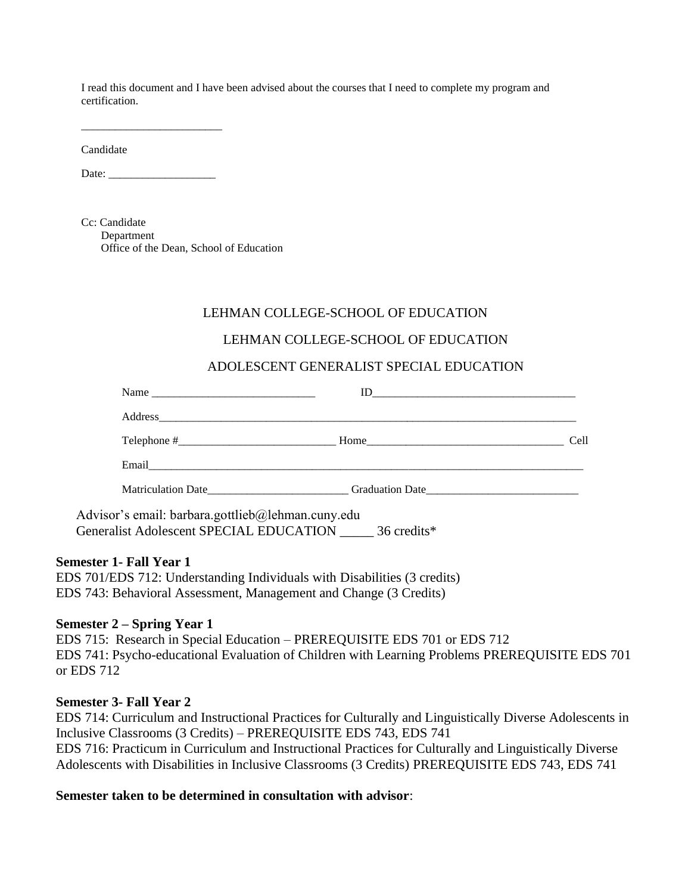I read this document and I have been advised about the courses that I need to complete my program and certification.

________________________

Candidate

Date: ___________________

Cc: Candidate
Department
Office of the Dean, School of Education

LEHMAN COLLEGE-SCHOOL OF EDUCATION

LEHMAN COLLEGE-SCHOOL OF EDUCATION

ADOLESCENT GENERALIST SPECIAL EDUCATION

Name _____________________________ ID___________________________________

Address___________________________________________________________________________

Telephone #____________________________ Home___________________________________ Cell

Email_____________________________________________________________________________

Matriculation Date_________________________ Graduation Date___________________________

Advisor's email: barbara.gottlieb@lehman.cuny.edu
Generalist Adolescent SPECIAL EDUCATION _____ 36 credits*

**Semester 1- Fall Year 1**
EDS 701/EDS 712: Understanding Individuals with Disabilities (3 credits)
EDS 743: Behavioral Assessment, Management and Change (3 Credits)

**Semester 2 – Spring Year 1**
EDS 715: Research in Special Education – PREREQUISITE EDS 701 or EDS 712
EDS 741: Psycho-educational Evaluation of Children with Learning Problems PREREQUISITE EDS 701 or EDS 712

**Semester 3- Fall Year 2**
EDS 714: Curriculum and Instructional Practices for Culturally and Linguistically Diverse Adolescents in Inclusive Classrooms (3 Credits) – PREREQUISITE EDS 743, EDS 741
EDS 716: Practicum in Curriculum and Instructional Practices for Culturally and Linguistically Diverse Adolescents with Disabilities in Inclusive Classrooms (3 Credits) PREREQUISITE EDS 743, EDS 741

**Semester taken to be determined in consultation with advisor**: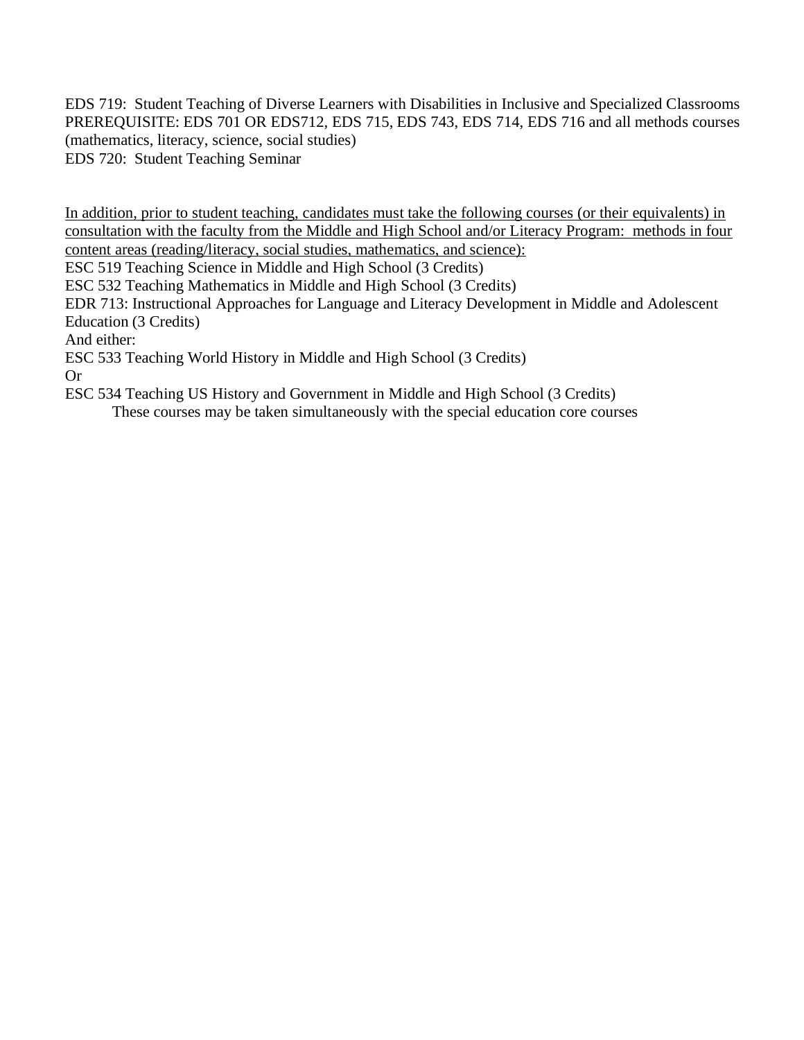EDS 719: Student Teaching of Diverse Learners with Disabilities in Inclusive and Specialized Classrooms
PREREQUISITE: EDS 701 OR EDS712, EDS 715, EDS 743, EDS 714, EDS 716 and all methods courses (mathematics, literacy, science, social studies)
EDS 720: Student Teaching Seminar

<u>In addition, prior to student teaching, candidates must take the following courses (or their equivalents) in consultation with the faculty from the Middle and High School and/or Literacy Program: methods in four content areas (reading/literacy, social studies, mathematics, and science):</u>
ESC 519 Teaching Science in Middle and High School (3 Credits)
ESC 532 Teaching Mathematics in Middle and High School (3 Credits)
EDR 713: Instructional Approaches for Language and Literacy Development in Middle and Adolescent Education (3 Credits)
And either:
ESC 533 Teaching World History in Middle and High School (3 Credits)
Or
ESC 534 Teaching US History and Government in Middle and High School (3 Credits)
These courses may be taken simultaneously with the special education core courses